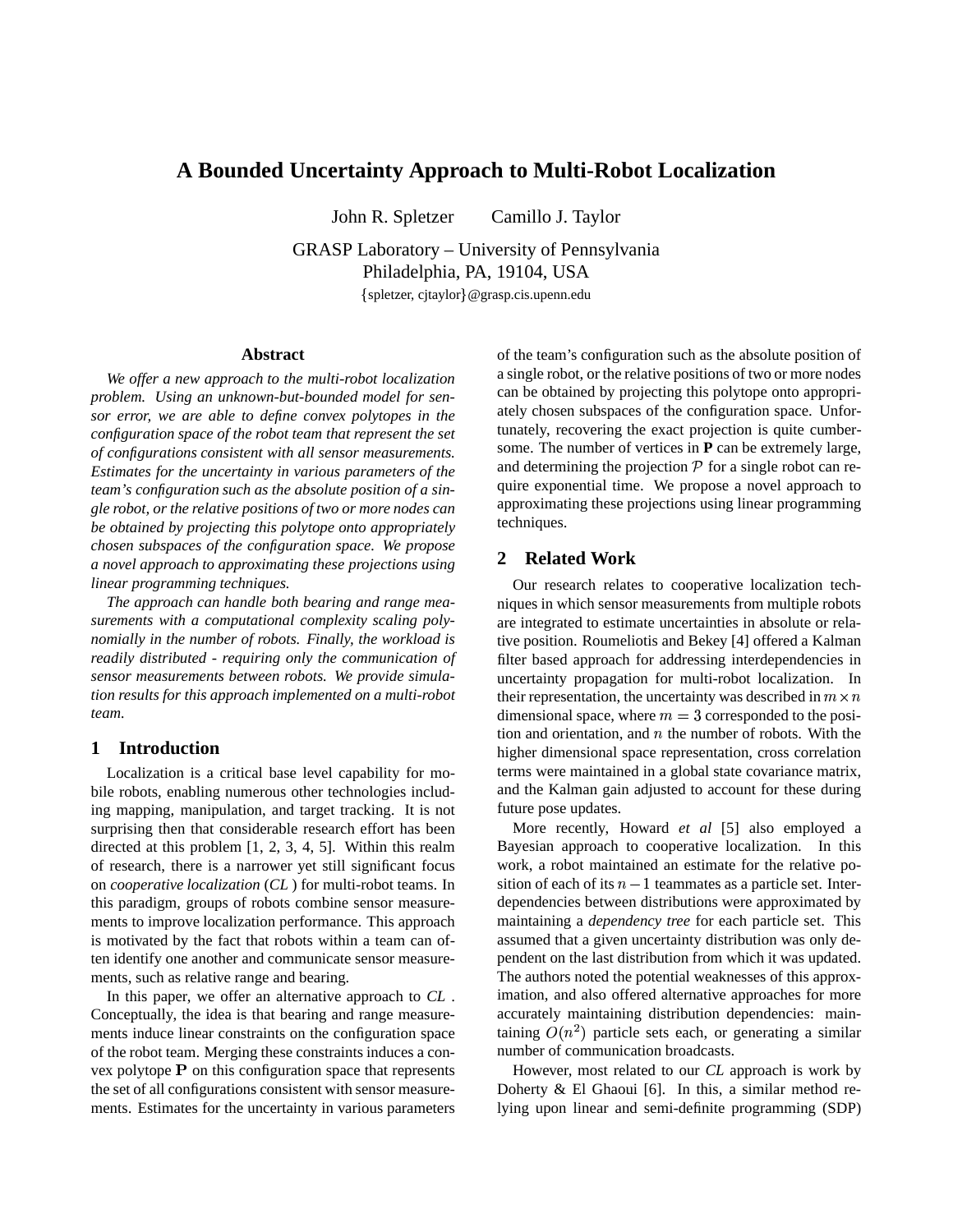# A Bounded Uncertainty Approach to Multi-Robot Localization

John R. Spletzer Camillo J. Taylor

GRASP Laboratory – University of Pennsylvania
Philadelphia, PA, 19104, USA
{spletzer, cjtaylor}@grasp.cis.upenn.edu

## Abstract

*We offer a new approach to the multi-robot localization problem. Using an unknown-but-bounded model for sensor error, we are able to define convex polytopes in the configuration space of the robot team that represent the set of configurations consistent with all sensor measurements. Estimates for the uncertainty in various parameters of the team's configuration such as the absolute position of a single robot, or the relative positions of two or more nodes can be obtained by projecting this polytope onto appropriately chosen subspaces of the configuration space. We propose a novel approach to approximating these projections using linear programming techniques.*

*The approach can handle both bearing and range measurements with a computational complexity scaling polynomially in the number of robots. Finally, the workload is readily distributed - requiring only the communication of sensor measurements between robots. We provide simulation results for this approach implemented on a multi-robot team.*

## 1 Introduction

Localization is a critical base level capability for mobile robots, enabling numerous other technologies including mapping, manipulation, and target tracking. It is not surprising then that considerable research effort has been directed at this problem [1, 2, 3, 4, 5]. Within this realm of research, there is a narrower yet still significant focus on *cooperative localization* (*CL* ) for multi-robot teams. In this paradigm, groups of robots combine sensor measurements to improve localization performance. This approach is motivated by the fact that robots within a team can often identify one another and communicate sensor measurements, such as relative range and bearing.

In this paper, we offer an alternative approach to *CL* . Conceptually, the idea is that bearing and range measurements induce linear constraints on the configuration space of the robot team. Merging these constraints induces a convex polytope $\mathbf{P}$ on this configuration space that represents the set of all configurations consistent with sensor measurements. Estimates for the uncertainty in various parameters of the team's configuration such as the absolute position of a single robot, or the relative positions of two or more nodes can be obtained by projecting this polytope onto appropriately chosen subspaces of the configuration space. Unfortunately, recovering the exact projection is quite cumbersome. The number of vertices in $\mathbf{P}$ can be extremely large, and determining the projection $\mathcal{P}$ for a single robot can require exponential time. We propose a novel approach to approximating these projections using linear programming techniques.

## 2 Related Work

Our research relates to cooperative localization techniques in which sensor measurements from multiple robots are integrated to estimate uncertainties in absolute or relative position. Roumeliotis and Bekey [4] offered a Kalman filter based approach for addressing interdependencies in uncertainty propagation for multi-robot localization. In their representation, the uncertainty was described in $m \times n$ dimensional space, where $m = 3$ corresponded to the position and orientation, and $n$ the number of robots. With the higher dimensional space representation, cross correlation terms were maintained in a global state covariance matrix, and the Kalman gain adjusted to account for these during future pose updates.

More recently, Howard *et al* [5] also employed a Bayesian approach to cooperative localization. In this work, a robot maintained an estimate for the relative position of each of its $n-1$ teammates as a particle set. Interdependencies between distributions were approximated by maintaining a *dependency tree* for each particle set. This assumed that a given uncertainty distribution was only dependent on the last distribution from which it was updated. The authors noted the potential weaknesses of this approximation, and also offered alternative approaches for more accurately maintaining distribution dependencies: maintaining $O(n^2)$ particle sets each, or generating a similar number of communication broadcasts.

However, most related to our *CL* approach is work by Doherty & El Ghaoui [6]. In this, a similar method relying upon linear and semi-definite programming (SDP)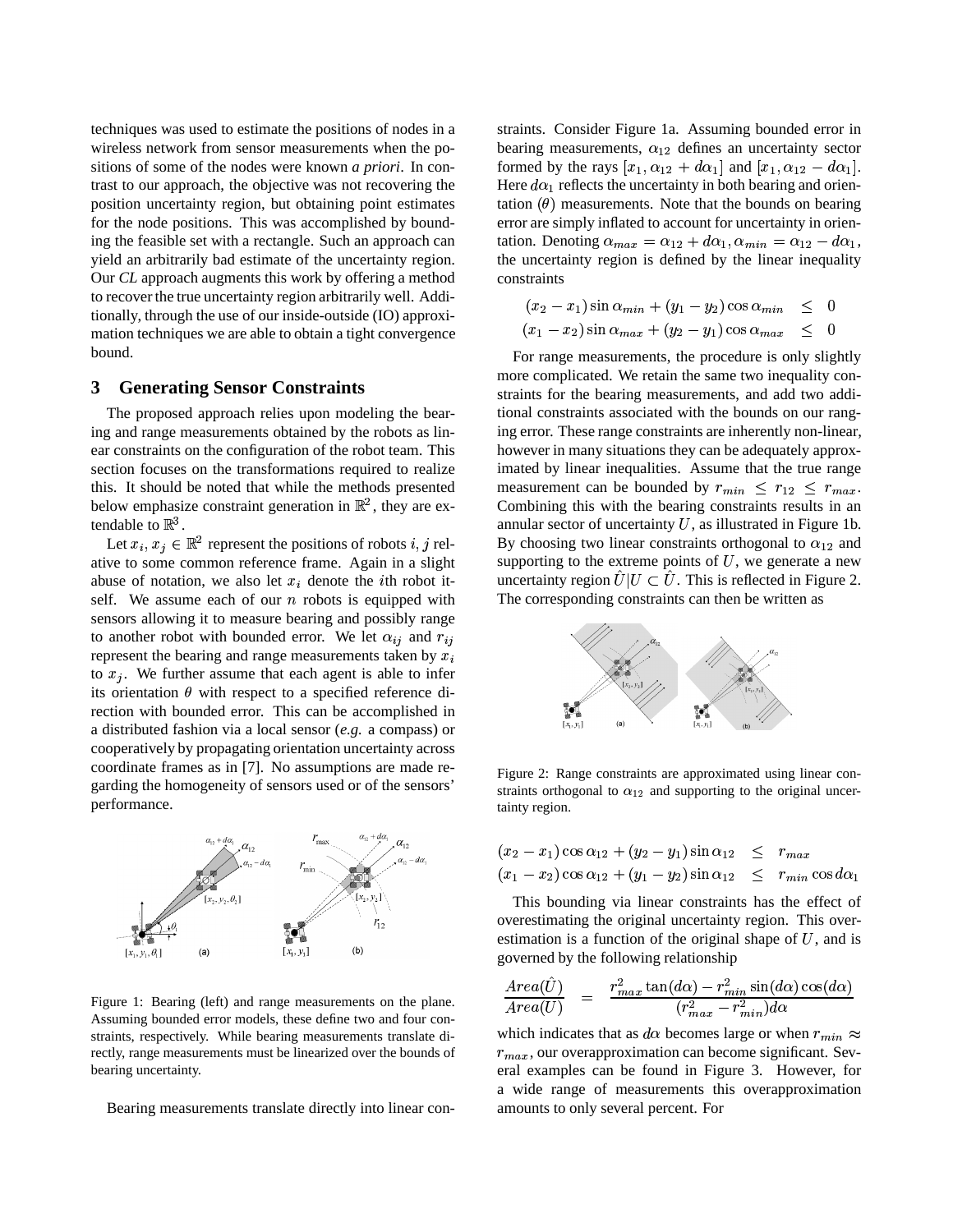techniques was used to estimate the positions of nodes in a wireless network from sensor measurements when the positions of some of the nodes were known *a priori*. In contrast to our approach, the objective was not recovering the position uncertainty region, but obtaining point estimates for the node positions. This was accomplished by bounding the feasible set with a rectangle. Such an approach can yield an arbitrarily bad estimate of the uncertainty region. Our *CL* approach augments this work by offering a method to recover the true uncertainty region arbitrarily well. Additionally, through the use of our inside-outside (IO) approximation techniques we are able to obtain a tight convergence bound.

## 3 Generating Sensor Constraints

The proposed approach relies upon modeling the bearing and range measurements obtained by the robots as linear constraints on the configuration of the robot team. This section focuses on the transformations required to realize this. It should be noted that while the methods presented below emphasize constraint generation in $\mathbb{R}^2$, they are extendable to $\mathbb{R}^3$.

Let $x_i, x_j \in \mathbb{R}^2$ represent the positions of robots $i, j$ relative to some common reference frame. Again in a slight abuse of notation, we also let $x_i$ denote the $i$th robot itself. We assume each of our $n$ robots is equipped with sensors allowing it to measure bearing and possibly range to another robot with bounded error. We let $\alpha_{ij}$ and $r_{ij}$ represent the bearing and range measurements taken by $x_i$ to $x_j$. We further assume that each agent is able to infer its orientation $\theta$ with respect to a specified reference direction with bounded error. This can be accomplished in a distributed fashion via a local sensor (*e.g.* a compass) or cooperatively by propagating orientation uncertainty across coordinate frames as in [7]. No assumptions are made regarding the homogeneity of sensors used or of the sensors' performance.

Figure 1: Bearing (left) and range measurements on the plane. Assuming bounded error models, these define two and four constraints, respectively. While bearing measurements translate directly, range measurements must be linearized over the bounds of bearing uncertainty.

Bearing measurements translate directly into linear constraints. Consider Figure 1a. Assuming bounded error in bearing measurements, $\alpha_{12}$ defines an uncertainty sector formed by the rays $[x_1, \alpha_{12} + d\alpha_1]$ and $[x_1, \alpha_{12} - d\alpha_1]$. Here $d\alpha_1$ reflects the uncertainty in both bearing and orientation $(\theta)$ measurements. Note that the bounds on bearing error are simply inflated to account for uncertainty in orientation. Denoting $\alpha_{max} = \alpha_{12} + d\alpha_1, \alpha_{min} = \alpha_{12} - d\alpha_1$, the uncertainty region is defined by the linear inequality constraints

$$
\begin{aligned}
(x_2 - x_1)\sin\alpha_{min} + (y_1 - y_2)\cos\alpha_{min} &\leq 0 \\
(x_1 - x_2)\sin\alpha_{max} + (y_2 - y_1)\cos\alpha_{max} &\leq 0
\end{aligned}
$$

For range measurements, the procedure is only slightly more complicated. We retain the same two inequality constraints for the bearing measurements, and add two additional constraints associated with the bounds on our ranging error. These range constraints are inherently non-linear, however in many situations they can be adequately approximated by linear inequalities. Assume that the true range measurement can be bounded by $r_{min} \leq r_{12} \leq r_{max}$. Combining this with the bearing constraints results in an annular sector of uncertainty $U$, as illustrated in Figure 1b. By choosing two linear constraints orthogonal to $\alpha_{12}$ and supporting to the extreme points of $U$, we generate a new uncertainty region $\hat{U}|U \subset \hat{U}$. This is reflected in Figure 2. The corresponding constraints can then be written as

Figure 2: Range constraints are approximated using linear constraints orthogonal to $\alpha_{12}$ and supporting to the original uncertainty region.

$$
\begin{aligned}
(x_2 - x_1)\cos\alpha_{12} + (y_2 - y_1)\sin\alpha_{12} &\leq r_{max} \\
(x_1 - x_2)\cos\alpha_{12} + (y_1 - y_2)\sin\alpha_{12} &\leq r_{min}\cos d\alpha_1
\end{aligned}
$$

This bounding via linear constraints has the effect of overestimating the original uncertainty region. This overestimation is a function of the original shape of $U$, and is governed by the following relationship

$$
\frac{Area(\hat{U})}{Area(U)} = \frac{r_{max}^2 \tan(d\alpha) - r_{min}^2 \sin(d\alpha)\cos(d\alpha)}{(r_{max}^2 - r_{min}^2)d\alpha}
$$

which indicates that as $d\alpha$ becomes large or when $r_{min} \approx r_{max}$, our overapproximation can become significant. Several examples can be found in Figure 3. However, for a wide range of measurements this overapproximation amounts to only several percent. For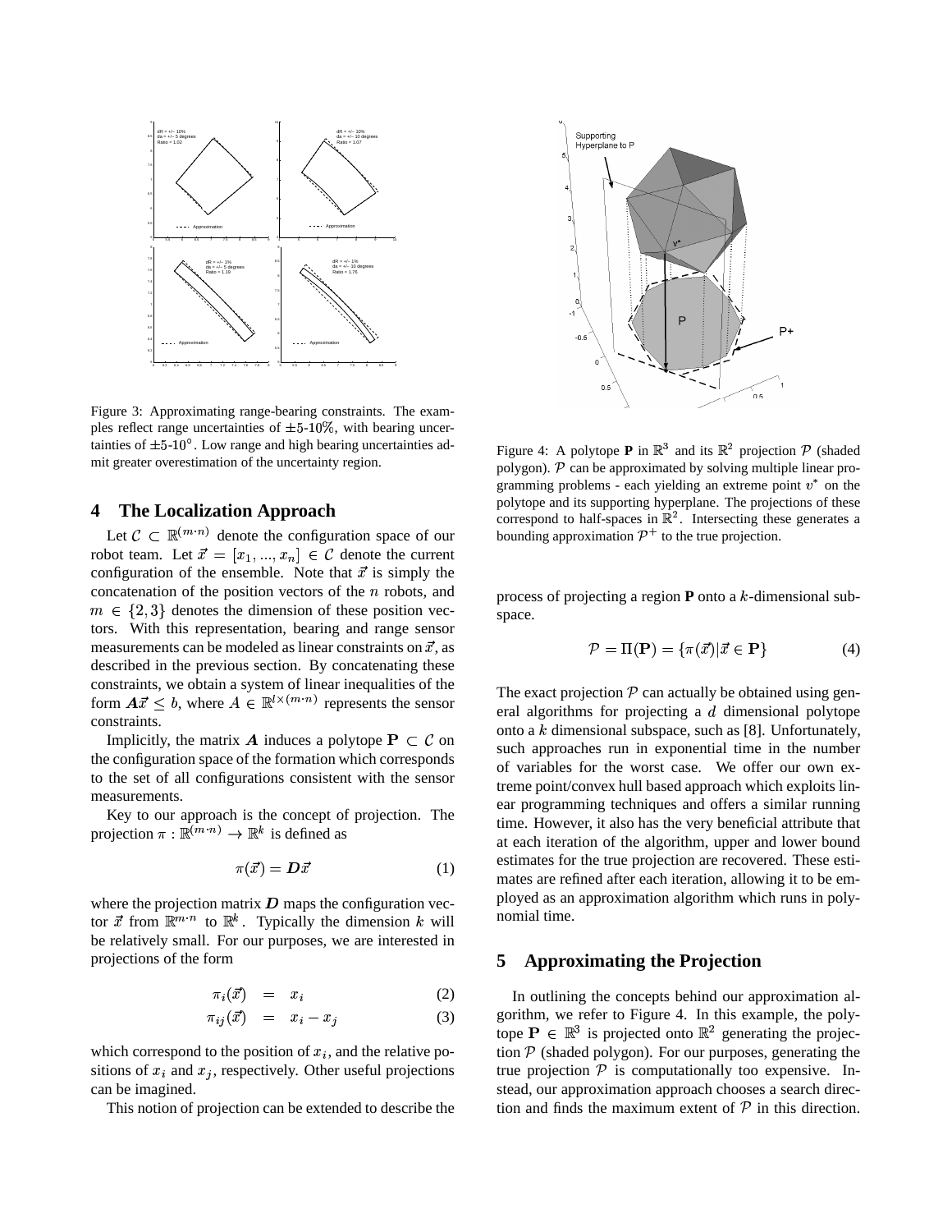Figure 3: Approximating range-bearing constraints. The examples reflect range uncertainties of $\pm$5-10%, with bearing uncertainties of $\pm$5-10°. Low range and high bearing uncertainties admit greater overestimation of the uncertainty region.

Figure 4: A polytope $\mathbf{P}$ in $\mathbb{R}^3$ and its $\mathbb{R}^2$ projection $\mathcal{P}$ (shaded polygon). $\mathcal{P}$ can be approximated by solving multiple linear programming problems - each yielding an extreme point $v^*$ on the polytope and its supporting hyperplane. The projections of these correspond to half-spaces in $\mathbb{R}^2$. Intersecting these generates a bounding approximation $\mathcal{P}^+$ to the true projection.

## 4 The Localization Approach

Let $\mathcal{C} \subset \mathbb{R}^{(m \cdot n)}$ denote the configuration space of our robot team. Let $\vec{x} = [x_1, ..., x_n] \in \mathcal{C}$ denote the current configuration of the ensemble. Note that $\vec{x}$ is simply the concatenation of the position vectors of the $n$ robots, and $m \in \{2, 3\}$ denotes the dimension of these position vectors. With this representation, bearing and range sensor measurements can be modeled as linear constraints on $\vec{x}$, as described in the previous section. By concatenating these constraints, we obtain a system of linear inequalities of the form $\boldsymbol{A}\vec{x} \leq b$, where $A \in \mathbb{R}^{l \times (m \cdot n)}$ represents the sensor constraints.

Implicitly, the matrix $\boldsymbol{A}$ induces a polytope $\mathbf{P} \subset \mathcal{C}$ on the configuration space of the formation which corresponds to the set of all configurations consistent with the sensor measurements.

Key to our approach is the concept of projection. The projection $\pi : \mathbb{R}^{(m \cdot n)} \rightarrow \mathbb{R}^k$ is defined as

$$\pi(\vec{x}) = \boldsymbol{D}\vec{x} \tag{1}$$

where the projection matrix $\boldsymbol{D}$ maps the configuration vector $\vec{x}$ from $\mathbb{R}^{m \cdot n}$ to $\mathbb{R}^k$. Typically the dimension $k$ will be relatively small. For our purposes, we are interested in projections of the form

$$\pi_i(\vec{x}) = x_i \tag{2}$$

$$\pi_{ij}(\vec{x}) = x_i - x_j \tag{3}$$

which correspond to the position of $x_i$, and the relative positions of $x_i$ and $x_j$, respectively. Other useful projections can be imagined.

This notion of projection can be extended to describe the process of projecting a region $\mathbf{P}$ onto a $k$-dimensional subspace.

$$\mathcal{P} = \Pi(\mathbf{P}) = \{\pi(\vec{x}) | \vec{x} \in \mathbf{P}\} \tag{4}$$

The exact projection $\mathcal{P}$ can actually be obtained using general algorithms for projecting a $d$ dimensional polytope onto a $k$ dimensional subspace, such as [8]. Unfortunately, such approaches run in exponential time in the number of variables for the worst case. We offer our own extreme point/convex hull based approach which exploits linear programming techniques and offers a similar running time. However, it also has the very beneficial attribute that at each iteration of the algorithm, upper and lower bound estimates for the true projection are recovered. These estimates are refined after each iteration, allowing it to be employed as an approximation algorithm which runs in polynomial time.

## 5 Approximating the Projection

In outlining the concepts behind our approximation algorithm, we refer to Figure 4. In this example, the polytope $\mathbf{P} \in \mathbb{R}^3$ is projected onto $\mathbb{R}^2$ generating the projection $\mathcal{P}$ (shaded polygon). For our purposes, generating the true projection $\mathcal{P}$ is computationally too expensive. Instead, our approximation approach chooses a search direction and finds the maximum extent of $\mathcal{P}$ in this direction.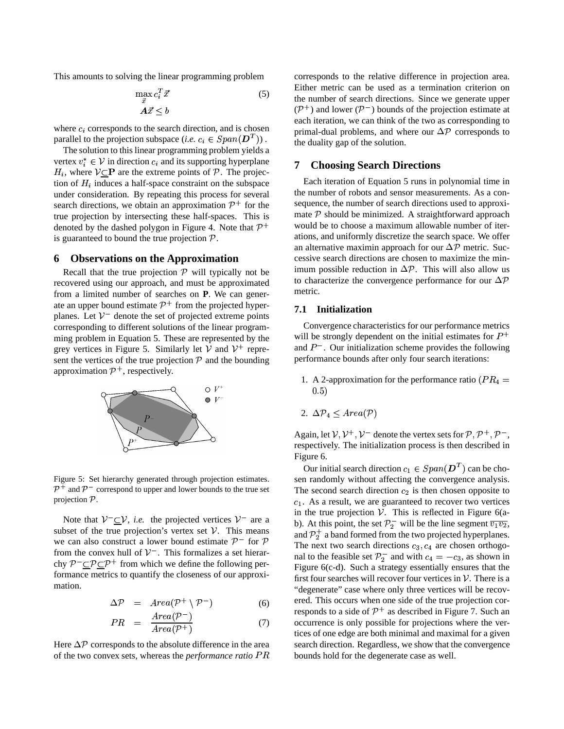This amounts to solving the linear programming problem

$$\max_{\vec{x}} c_i^T \vec{x} \tag{5}$$
$$\boldsymbol{A}\vec{x} \leq b$$

where $c_i$ corresponds to the search direction, and is chosen parallel to the projection subspace (*i.e.* $c_i \in Span(\boldsymbol{D}^T)$) .

The solution to this linear programming problem yields a vertex $v_i^* \in \mathcal{V}$ in direction $c_i$ and its supporting hyperplane $H_i$, where $\mathcal{V} \subseteq \mathbf{P}$ are the extreme points of $\mathcal{P}$. The projection of $H_i$ induces a half-space constraint on the subspace under consideration. By repeating this process for several search directions, we obtain an approximation $\mathcal{P}^+$ for the true projection by intersecting these half-spaces. This is denoted by the dashed polygon in Figure 4. Note that $\mathcal{P}^+$ is guaranteed to bound the true projection $\mathcal{P}$.

## 6 Observations on the Approximation

Recall that the true projection $\mathcal{P}$ will typically not be recovered using our approach, and must be approximated from a limited number of searches on **P**. We can generate an upper bound estimate $\mathcal{P}^+$ from the projected hyperplanes. Let $\mathcal{V}^-$ denote the set of projected extreme points corresponding to different solutions of the linear programming problem in Equation 5. These are represented by the grey vertices in Figure 5. Similarly let $\mathcal{V}$ and $\mathcal{V}^+$ represent the vertices of the true projection $\mathcal{P}$ and the bounding approximation $\mathcal{P}^+$, respectively.

Figure 5: Set hierarchy generated through projection estimates. $\mathcal{P}^+$ and $\mathcal{P}^-$ correspond to upper and lower bounds to the true set projection $\mathcal{P}$.

Note that $\mathcal{V}^- \subseteq \mathcal{V}$, *i.e.* the projected vertices $\mathcal{V}^-$ are a subset of the true projection's vertex set $\mathcal{V}$. This means we can also construct a lower bound estimate $\mathcal{P}^-$ for $\mathcal{P}$ from the convex hull of $\mathcal{V}^-$. This formalizes a set hierarchy $\mathcal{P}^- \subseteq \mathcal{P} \subseteq \mathcal{P}^+$ from which we define the following performance metrics to quantify the closeness of our approximation.

$$\Delta\mathcal{P} = Area(\mathcal{P}^+ \setminus \mathcal{P}^-) \tag{6}$$

$$PR = \frac{Area(\mathcal{P}^-)}{Area(\mathcal{P}^+)} \tag{7}$$

Here $\Delta\mathcal{P}$ corresponds to the absolute difference in the area of the two convex sets, whereas the *performance ratio* $PR$ corresponds to the relative difference in projection area. Either metric can be used as a termination criterion on the number of search directions. Since we generate upper ($\mathcal{P}^+$) and lower ($\mathcal{P}^-$) bounds of the projection estimate at each iteration, we can think of the two as corresponding to primal-dual problems, and where our $\Delta\mathcal{P}$ corresponds to the duality gap of the solution.

## 7 Choosing Search Directions

Each iteration of Equation 5 runs in polynomial time in the number of robots and sensor measurements. As a consequence, the number of search directions used to approximate $\mathcal{P}$ should be minimized. A straightforward approach would be to choose a maximum allowable number of iterations, and uniformly discretize the search space. We offer an alternative maximin approach for our $\Delta\mathcal{P}$ metric. Successive search directions are chosen to maximize the minimum possible reduction in $\Delta\mathcal{P}$. This will also allow us to characterize the convergence performance for our $\Delta\mathcal{P}$ metric.

### 7.1 Initialization

Convergence characteristics for our performance metrics will be strongly dependent on the initial estimates for $P^+$ and $P^-$. Our initialization scheme provides the following performance bounds after only four search iterations:

1. A 2-approximation for the performance ratio ($PR_4 = 0.5$)

2. $\Delta\mathcal{P}_4 \leq Area(\mathcal{P})$

Again, let $\mathcal{V}, \mathcal{V}^+, \mathcal{V}^-$ denote the vertex sets for $\mathcal{P}, \mathcal{P}^+, \mathcal{P}^-$, respectively. The initialization process is then described in Figure 6.

Our initial search direction $c_1 \in Span(\boldsymbol{D}^T)$ can be chosen randomly without affecting the convergence analysis. The second search direction $c_2$ is then chosen opposite to $c_1$. As a result, we are guaranteed to recover two vertices in the true projection $\mathcal{V}$. This is reflected in Figure 6(a-b). At this point, the set $\mathcal{P}_2^-$ will be the line segment $\overline{v_1 v_2}$, and $\mathcal{P}_2^+$ a band formed from the two projected hyperplanes. The next two search directions $c_3, c_4$ are chosen orthogonal to the feasible set $\mathcal{P}_2^-$ and with $c_4 = -c_3$, as shown in Figure 6(c-d). Such a strategy essentially ensures that the first four searches will recover four vertices in $\mathcal{V}$. There is a "degenerate" case where only three vertices will be recovered. This occurs when one side of the true projection corresponds to a side of $\mathcal{P}^+$ as described in Figure 7. Such an occurrence is only possible for projections where the vertices of one edge are both minimal and maximal for a given search direction. Regardless, we show that the convergence bounds hold for the degenerate case as well.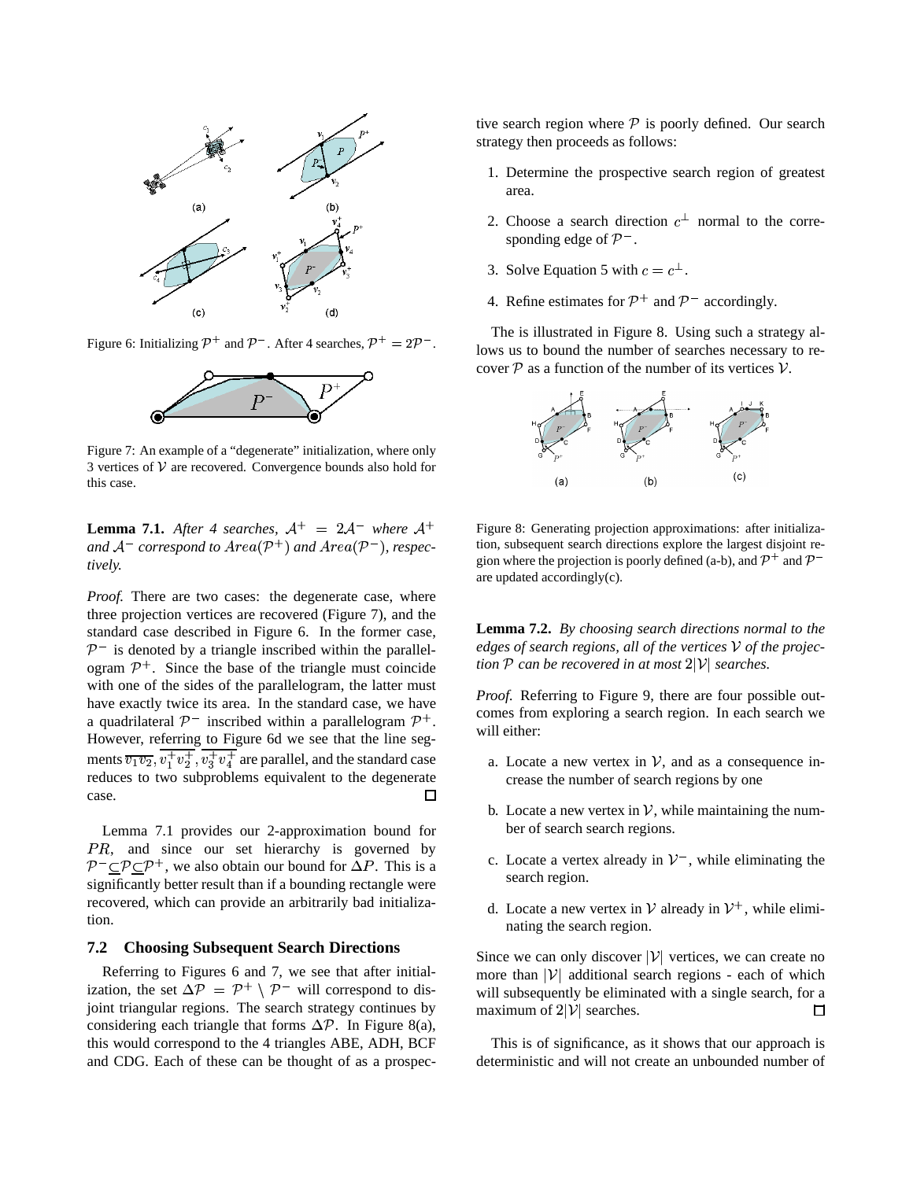Figure 6: Initializing $\mathcal{P}^+$ and $\mathcal{P}^-$. After 4 searches, $\mathcal{P}^+ = 2\mathcal{P}^-$.

Figure 7: An example of a "degenerate" initialization, where only 3 vertices of $\mathcal{V}$ are recovered. Convergence bounds also hold for this case.

**Lemma 7.1.** *After 4 searches, $\mathcal{A}^+ = 2\mathcal{A}^-$ where $\mathcal{A}^+$ and $\mathcal{A}^-$ correspond to $Area(\mathcal{P}^+)$ and $Area(\mathcal{P}^-)$, respectively.*

*Proof.* There are two cases: the degenerate case, where three projection vertices are recovered (Figure 7), and the standard case described in Figure 6. In the former case, $\mathcal{P}^-$ is denoted by a triangle inscribed within the parallelogram $\mathcal{P}^+$. Since the base of the triangle must coincide with one of the sides of the parallelogram, the latter must have exactly twice its area. In the standard case, we have a quadrilateral $\mathcal{P}^-$ inscribed within a parallelogram $\mathcal{P}^+$. However, referring to Figure 6d we see that the line segments $\overline{v_1 v_2}$, $\overline{v_1^+ v_2^+}$, $\overline{v_3^+ v_4^+}$ are parallel, and the standard case reduces to two subproblems equivalent to the degenerate case. □

Lemma 7.1 provides our 2-approximation bound for $PR$, and since our set hierarchy is governed by $\mathcal{P}^- \subseteq \mathcal{P} \subseteq \mathcal{P}^+$, we also obtain our bound for $\Delta P$. This is a significantly better result than if a bounding rectangle were recovered, which can provide an arbitrarily bad initialization.

## 7.2 Choosing Subsequent Search Directions

Referring to Figures 6 and 7, we see that after initialization, the set $\Delta\mathcal{P} = \mathcal{P}^+ \setminus \mathcal{P}^-$ will correspond to disjoint triangular regions. The search strategy continues by considering each triangle that forms $\Delta\mathcal{P}$. In Figure 8(a), this would correspond to the 4 triangles ABE, ADH, BCF and CDG. Each of these can be thought of as a prospective search region where $\mathcal{P}$ is poorly defined. Our search strategy then proceeds as follows:

1. Determine the prospective search region of greatest area.
2. Choose a search direction $c^\perp$ normal to the corresponding edge of $\mathcal{P}^-$.
3. Solve Equation 5 with $c = c^\perp$.
4. Refine estimates for $\mathcal{P}^+$ and $\mathcal{P}^-$ accordingly.

The is illustrated in Figure 8. Using such a strategy allows us to bound the number of searches necessary to recover $\mathcal{P}$ as a function of the number of its vertices $\mathcal{V}$.

Figure 8: Generating projection approximations: after initialization, subsequent search directions explore the largest disjoint region where the projection is poorly defined (a-b), and $\mathcal{P}^+$ and $\mathcal{P}^-$ are updated accordingly(c).

**Lemma 7.2.** *By choosing search directions normal to the edges of search regions, all of the vertices $\mathcal{V}$ of the projection $\mathcal{P}$ can be recovered in at most $2|\mathcal{V}|$ searches.*

*Proof.* Referring to Figure 9, there are four possible outcomes from exploring a search region. In each search we will either:

a. Locate a new vertex in $\mathcal{V}$, and as a consequence increase the number of search regions by one

b. Locate a new vertex in $\mathcal{V}$, while maintaining the number of search search regions.

c. Locate a vertex already in $\mathcal{V}^-$, while eliminating the search region.

d. Locate a new vertex in $\mathcal{V}$ already in $\mathcal{V}^+$, while eliminating the search region.

Since we can only discover $|\mathcal{V}|$ vertices, we can create no more than $|\mathcal{V}|$ additional search regions - each of which will subsequently be eliminated with a single search, for a maximum of $2|\mathcal{V}|$ searches. □

This is of significance, as it shows that our approach is deterministic and will not create an unbounded number of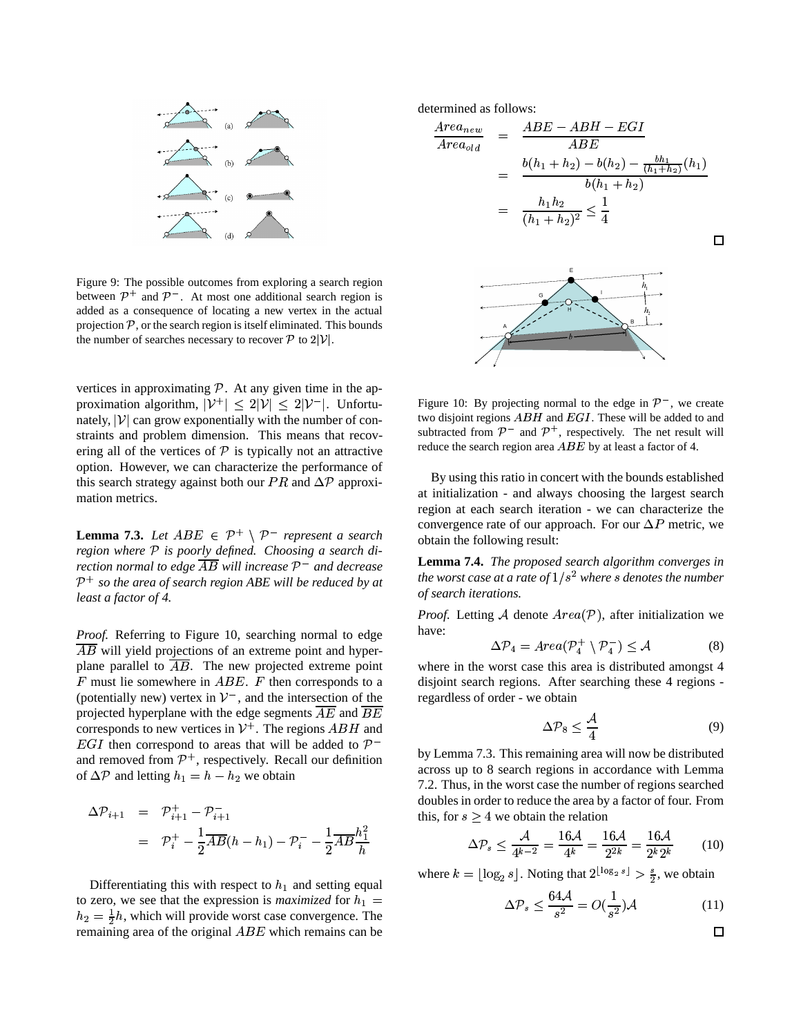Figure 9: The possible outcomes from exploring a search region between $\mathcal{P}^+$ and $\mathcal{P}^-$. At most one additional search region is added as a consequence of locating a new vertex in the actual projection $\mathcal{P}$, or the search region is itself eliminated. This bounds the number of searches necessary to recover $\mathcal{P}$ to $2|\mathcal{V}|$.

vertices in approximating $\mathcal{P}$. At any given time in the approximation algorithm, $|\mathcal{V}^+| \leq 2|\mathcal{V}| \leq 2|\mathcal{V}^-|$. Unfortunately, $|\mathcal{V}|$ can grow exponentially with the number of constraints and problem dimension. This means that recovering all of the vertices of $\mathcal{P}$ is typically not an attractive option. However, we can characterize the performance of this search strategy against both our $PR$ and $\Delta\mathcal{P}$ approximation metrics.

**Lemma 7.3.** *Let $ABE \in \mathcal{P}^+ \setminus \mathcal{P}^-$ represent a search region where $\mathcal{P}$ is poorly defined. Choosing a search direction normal to edge $\overline{AB}$ will increase $\mathcal{P}^-$ and decrease $\mathcal{P}^+$ so the area of search region ABE will be reduced by at least a factor of 4.*

*Proof.* Referring to Figure 10, searching normal to edge $\overline{AB}$ will yield projections of an extreme point and hyperplane parallel to $\overline{AB}$. The new projected extreme point $F$ must lie somewhere in $ABE$. $F$ then corresponds to a (potentially new) vertex in $\mathcal{V}^-$, and the intersection of the projected hyperplane with the edge segments $\overline{AE}$ and $\overline{BE}$ corresponds to new vertices in $\mathcal{V}^+$. The regions $ABH$ and $EGI$ then correspond to areas that will be added to $\mathcal{P}^-$ and removed from $\mathcal{P}^+$, respectively. Recall our definition of $\Delta\mathcal{P}$ and letting $h_1 = h - h_2$ we obtain

$$\begin{aligned}
\Delta\mathcal{P}_{i+1} &= \mathcal{P}^+_{i+1} - \mathcal{P}^-_{i+1} \\
&= \mathcal{P}^+_i - \frac{1}{2}\overline{AB}(h - h_1) - \mathcal{P}^-_i - \frac{1}{2}\overline{AB}\frac{h_1^2}{h}
\end{aligned}$$

Differentiating this with respect to $h_1$ and setting equal to zero, we see that the expression is *maximized* for $h_1 = h_2 = \frac{1}{2}h$, which will provide worst case convergence. The remaining area of the original $ABE$ which remains can be determined as follows:

$$\begin{aligned}
\frac{Area_{new}}{Area_{old}} &= \frac{ABE - ABH - EGI}{ABE} \\
&= \frac{b(h_1+h_2) - b(h_2) - \frac{bh_1}{(h_1+h_2)}(h_1)}{b(h_1+h_2)} \\
&= \frac{h_1 h_2}{(h_1+h_2)^2} \leq \frac{1}{4}
\end{aligned}$$

□

Figure 10: By projecting normal to the edge in $\mathcal{P}^-$, we create two disjoint regions $ABH$ and $EGI$. These will be added to and subtracted from $\mathcal{P}^-$ and $\mathcal{P}^+$, respectively. The net result will reduce the search region area $ABE$ by at least a factor of 4.

By using this ratio in concert with the bounds established at initialization - and always choosing the largest search region at each search iteration - we can characterize the convergence rate of our approach. For our $\Delta P$ metric, we obtain the following result:

**Lemma 7.4.** *The proposed search algorithm converges in the worst case at a rate of $1/s^2$ where $s$ denotes the number of search iterations.*

*Proof.* Letting $\mathcal{A}$ denote $Area(\mathcal{P})$, after initialization we have:

$$\Delta\mathcal{P}_4 = Area(\mathcal{P}^+_4 \setminus \mathcal{P}^-_4) \leq \mathcal{A} \tag{8}$$

where in the worst case this area is distributed amongst 4 disjoint search regions. After searching these 4 regions - regardless of order - we obtain

$$\Delta\mathcal{P}_8 \leq \frac{\mathcal{A}}{4} \tag{9}$$

by Lemma 7.3. This remaining area will now be distributed across up to 8 search regions in accordance with Lemma 7.2. Thus, in the worst case the number of regions searched doubles in order to reduce the area by a factor of four. From this, for $s \geq 4$ we obtain the relation

$$\Delta\mathcal{P}_s \leq \frac{\mathcal{A}}{4^{k-2}} = \frac{16\mathcal{A}}{4^k} = \frac{16\mathcal{A}}{2^{2k}} = \frac{16\mathcal{A}}{2^k 2^k} \tag{10}$$

where $k = \lfloor \log_2 s \rfloor$. Noting that $2^{\lfloor \log_2 s \rfloor} > \frac{s}{2}$, we obtain

$$\Delta\mathcal{P}_s \leq \frac{64\mathcal{A}}{s^2} = O(\frac{1}{s^2})\mathcal{A} \tag{11}$$

□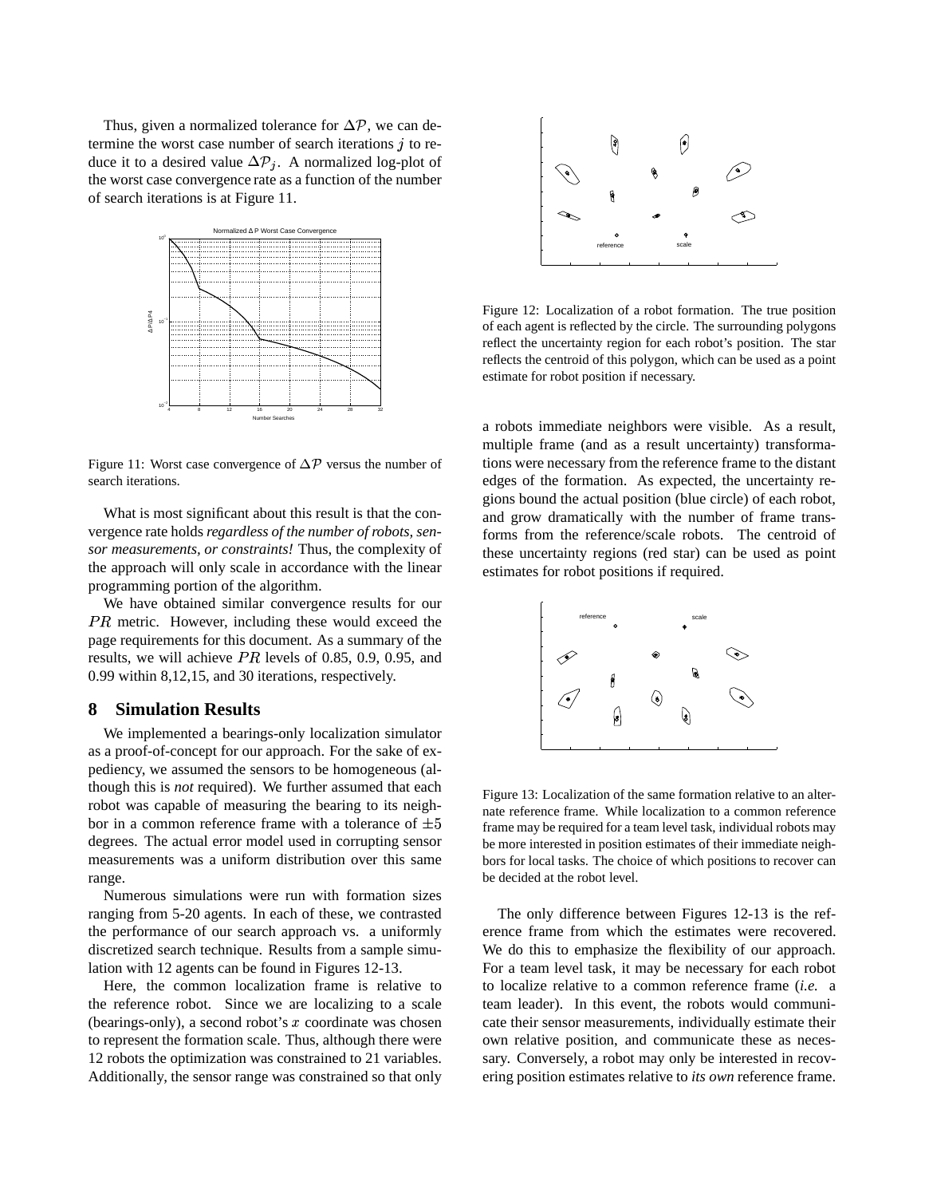Thus, given a normalized tolerance for $\Delta\mathcal{P}$, we can determine the worst case number of search iterations $j$ to reduce it to a desired value $\Delta\mathcal{P}_j$. A normalized log-plot of the worst case convergence rate as a function of the number of search iterations is at Figure 11.

Figure 11: Worst case convergence of $\Delta\mathcal{P}$ versus the number of search iterations.

What is most significant about this result is that the convergence rate holds *regardless of the number of robots, sensor measurements, or constraints!* Thus, the complexity of the approach will only scale in accordance with the linear programming portion of the algorithm.

We have obtained similar convergence results for our $PR$ metric. However, including these would exceed the page requirements for this document. As a summary of the results, we will achieve $PR$ levels of 0.85, 0.9, 0.95, and 0.99 within 8,12,15, and 30 iterations, respectively.

## 8 Simulation Results

We implemented a bearings-only localization simulator as a proof-of-concept for our approach. For the sake of expediency, we assumed the sensors to be homogeneous (although this is *not* required). We further assumed that each robot was capable of measuring the bearing to its neighbor in a common reference frame with a tolerance of $\pm 5$ degrees. The actual error model used in corrupting sensor measurements was a uniform distribution over this same range.

Numerous simulations were run with formation sizes ranging from 5-20 agents. In each of these, we contrasted the performance of our search approach vs. a uniformly discretized search technique. Results from a sample simulation with 12 agents can be found in Figures 12-13.

Here, the common localization frame is relative to the reference robot. Since we are localizing to a scale (bearings-only), a second robot's $x$ coordinate was chosen to represent the formation scale. Thus, although there were 12 robots the optimization was constrained to 21 variables. Additionally, the sensor range was constrained so that only a robots immediate neighbors were visible. As a result, multiple frame (and as a result uncertainty) transformations were necessary from the reference frame to the distant edges of the formation. As expected, the uncertainty regions bound the actual position (blue circle) of each robot, and grow dramatically with the number of frame transforms from the reference/scale robots. The centroid of these uncertainty regions (red star) can be used as point estimates for robot positions if required.

Figure 12: Localization of a robot formation. The true position of each agent is reflected by the circle. The surrounding polygons reflect the uncertainty region for each robot's position. The star reflects the centroid of this polygon, which can be used as a point estimate for robot position if necessary.

Figure 13: Localization of the same formation relative to an alternate reference frame. While localization to a common reference frame may be required for a team level task, individual robots may be more interested in position estimates of their immediate neighbors for local tasks. The choice of which positions to recover can be decided at the robot level.

The only difference between Figures 12-13 is the reference frame from which the estimates were recovered. We do this to emphasize the flexibility of our approach. For a team level task, it may be necessary for each robot to localize relative to a common reference frame (*i.e.* a team leader). In this event, the robots would communicate their sensor measurements, individually estimate their own relative position, and communicate these as necessary. Conversely, a robot may only be interested in recovering position estimates relative to *its own* reference frame.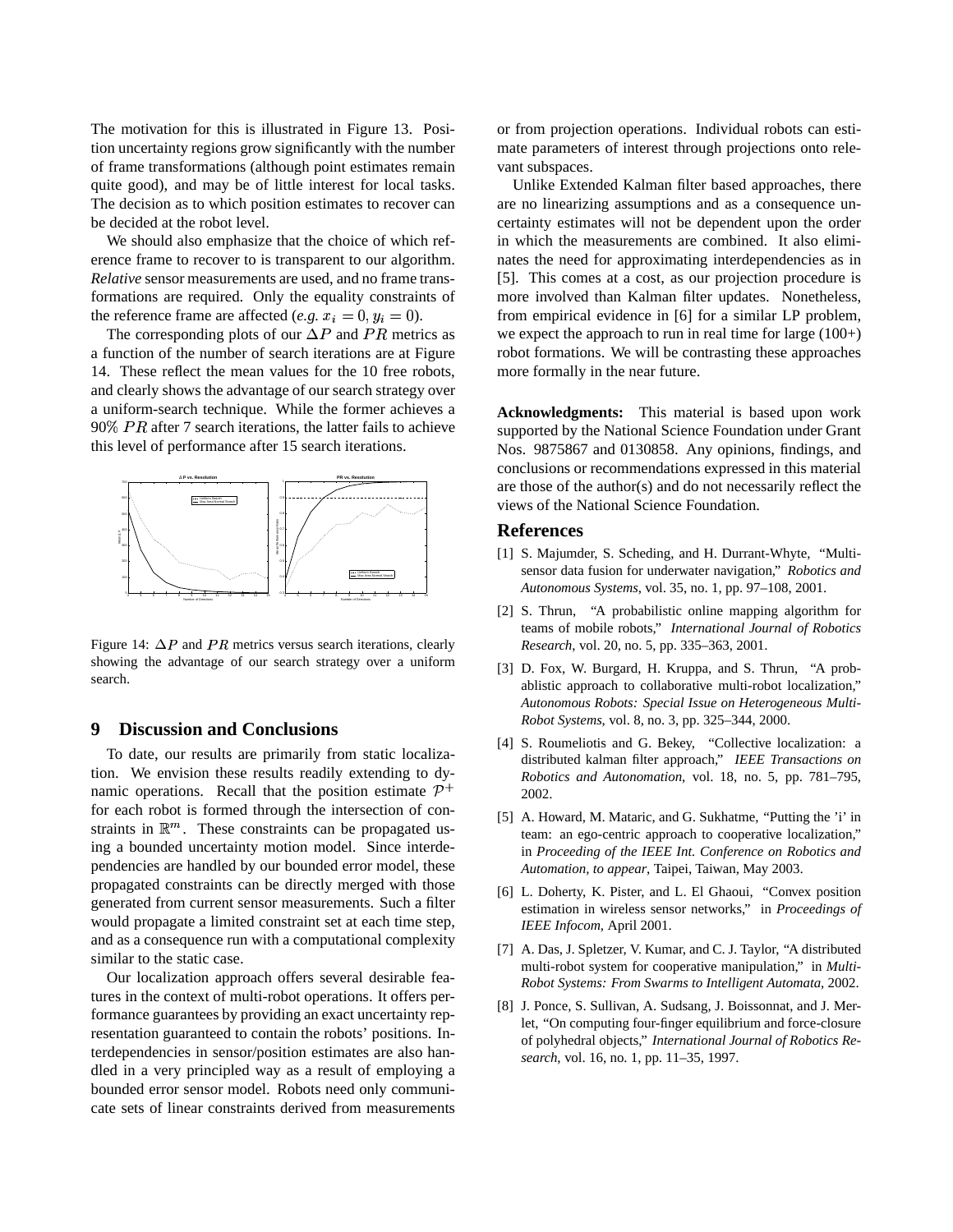The motivation for this is illustrated in Figure 13. Position uncertainty regions grow significantly with the number of frame transformations (although point estimates remain quite good), and may be of little interest for local tasks. The decision as to which position estimates to recover can be decided at the robot level.

We should also emphasize that the choice of which reference frame to recover to is transparent to our algorithm. *Relative* sensor measurements are used, and no frame transformations are required. Only the equality constraints of the reference frame are affected (*e.g.* $x_i = 0, y_i = 0$).

The corresponding plots of our $\Delta P$ and $PR$ metrics as a function of the number of search iterations are at Figure 14. These reflect the mean values for the 10 free robots, and clearly shows the advantage of our search strategy over a uniform-search technique. While the former achieves a 90% $PR$ after 7 search iterations, the latter fails to achieve this level of performance after 15 search iterations.

Δ P vs. Resolution

Uniform Search
Max Area Normal Search

Number of Directions

PR vs. Resolution

Uniform Search
Max Area Normal Search

Number of Directions

Figure 14: $\Delta P$ and $PR$ metrics versus search iterations, clearly showing the advantage of our search strategy over a uniform search.

## 9 Discussion and Conclusions

To date, our results are primarily from static localization. We envision these results readily extending to dynamic operations. Recall that the position estimate $\mathcal{P}^+$ for each robot is formed through the intersection of constraints in $\mathbb{R}^m$. These constraints can be propagated using a bounded uncertainty motion model. Since interdependencies are handled by our bounded error model, these propagated constraints can be directly merged with those generated from current sensor measurements. Such a filter would propagate a limited constraint set at each time step, and as a consequence run with a computational complexity similar to the static case.

Our localization approach offers several desirable features in the context of multi-robot operations. It offers performance guarantees by providing an exact uncertainty representation guaranteed to contain the robots' positions. Interdependencies in sensor/position estimates are also handled in a very principled way as a result of employing a bounded error sensor model. Robots need only communicate sets of linear constraints derived from measurements or from projection operations. Individual robots can estimate parameters of interest through projections onto relevant subspaces.

Unlike Extended Kalman filter based approaches, there are no linearizing assumptions and as a consequence uncertainty estimates will not be dependent upon the order in which the measurements are combined. It also eliminates the need for approximating interdependencies as in [5]. This comes at a cost, as our projection procedure is more involved than Kalman filter updates. Nonetheless, from empirical evidence in [6] for a similar LP problem, we expect the approach to run in real time for large (100+) robot formations. We will be contrasting these approaches more formally in the near future.

**Acknowledgments:** This material is based upon work supported by the National Science Foundation under Grant Nos. 9875867 and 0130858. Any opinions, findings, and conclusions or recommendations expressed in this material are those of the author(s) and do not necessarily reflect the views of the National Science Foundation.

## References

[1] S. Majumder, S. Scheding, and H. Durrant-Whyte, "Multisensor data fusion for underwater navigation," *Robotics and Autonomous Systems*, vol. 35, no. 1, pp. 97–108, 2001.

[2] S. Thrun, "A probabilistic online mapping algorithm for teams of mobile robots," *International Journal of Robotics Research*, vol. 20, no. 5, pp. 335–363, 2001.

[3] D. Fox, W. Burgard, H. Kruppa, and S. Thrun, "A probablistic approach to collaborative multi-robot localization," *Autonomous Robots: Special Issue on Heterogeneous Multi-Robot Systems*, vol. 8, no. 3, pp. 325–344, 2000.

[4] S. Roumeliotis and G. Bekey, "Collective localization: a distributed kalman filter approach," *IEEE Transactions on Robotics and Autonomation*, vol. 18, no. 5, pp. 781–795, 2002.

[5] A. Howard, M. Mataric, and G. Sukhatme, "Putting the 'i' in team: an ego-centric approach to cooperative localization," in *Proceeding of the IEEE Int. Conference on Robotics and Automation, to appear*, Taipei, Taiwan, May 2003.

[6] L. Doherty, K. Pister, and L. El Ghaoui, "Convex position estimation in wireless sensor networks," in *Proceedings of IEEE Infocom*, April 2001.

[7] A. Das, J. Spletzer, V. Kumar, and C. J. Taylor, "A distributed multi-robot system for cooperative manipulation," in *Multi-Robot Systems: From Swarms to Intelligent Automata*, 2002.

[8] J. Ponce, S. Sullivan, A. Sudsang, J. Boissonnat, and J. Merlet, "On computing four-finger equilibrium and force-closure of polyhedral objects," *International Journal of Robotics Research*, vol. 16, no. 1, pp. 11–35, 1997.